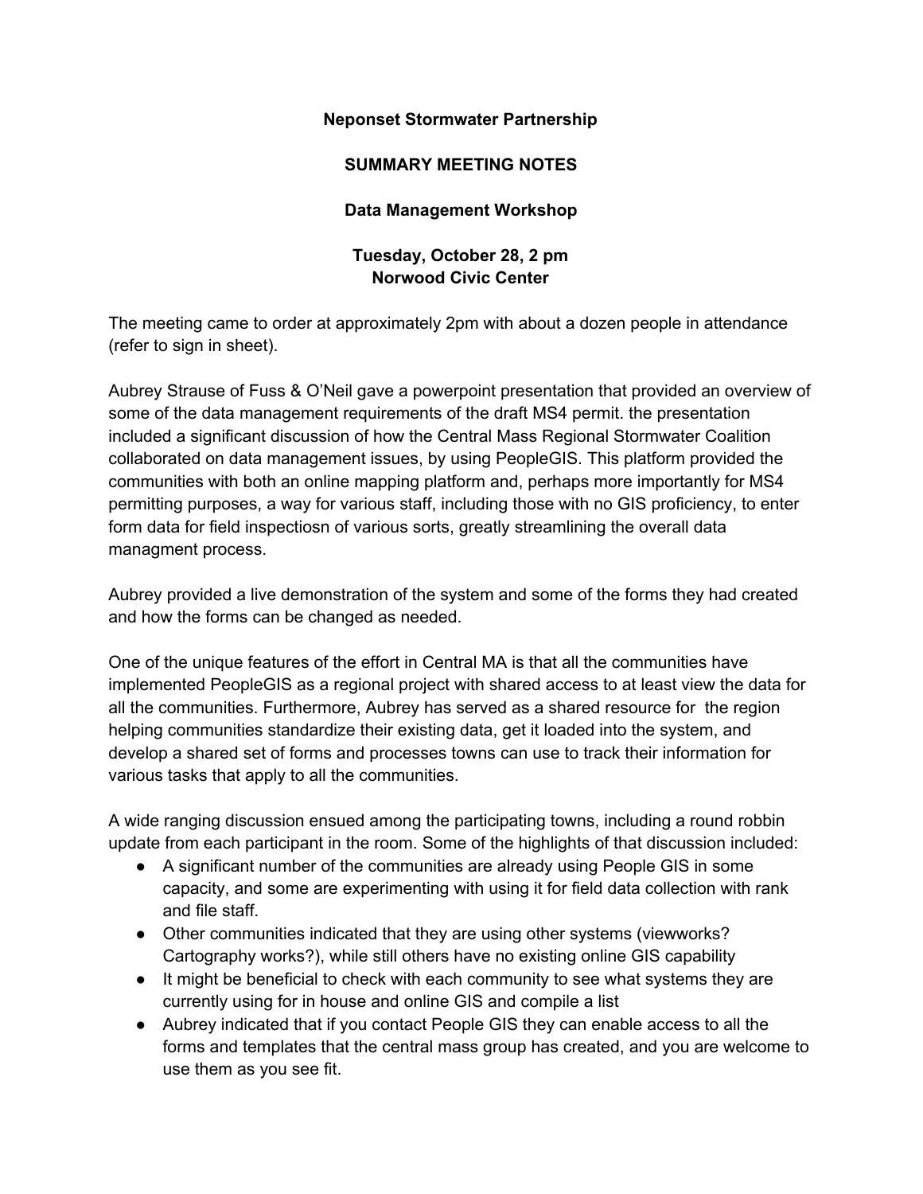**Neponset Stormwater Partnership**

**SUMMARY MEETING NOTES**

**Data Management Workshop**

**Tuesday, October 28, 2 pm**
**Norwood Civic Center**

The meeting came to order at approximately 2pm with about a dozen people in attendance (refer to sign in sheet).

Aubrey Strause of Fuss & O'Neil gave a powerpoint presentation that provided an overview of some of the data management requirements of the draft MS4 permit. the presentation included a significant discussion of how the Central Mass Regional Stormwater Coalition collaborated on data management issues, by using PeopleGIS. This platform provided the communities with both an online mapping platform and, perhaps more importantly for MS4 permitting purposes, a way for various staff, including those with no GIS proficiency, to enter form data for field inspectiosn of various sorts, greatly streamlining the overall data managment process.

Aubrey provided a live demonstration of the system and some of the forms they had created and how the forms can be changed as needed.

One of the unique features of the effort in Central MA is that all the communities have implemented PeopleGIS as a regional project with shared access to at least view the data for all the communities. Furthermore, Aubrey has served as a shared resource for the region helping communities standardize their existing data, get it loaded into the system, and develop a shared set of forms and processes towns can use to track their information for various tasks that apply to all the communities.

A wide ranging discussion ensued among the participating towns, including a round robbin update from each participant in the room. Some of the highlights of that discussion included:

- A significant number of the communities are already using People GIS in some capacity, and some are experimenting with using it for field data collection with rank and file staff.
- Other communities indicated that they are using other systems (viewworks? Cartography works?), while still others have no existing online GIS capability
- It might be beneficial to check with each community to see what systems they are currently using for in house and online GIS and compile a list
- Aubrey indicated that if you contact People GIS they can enable access to all the forms and templates that the central mass group has created, and you are welcome to use them as you see fit.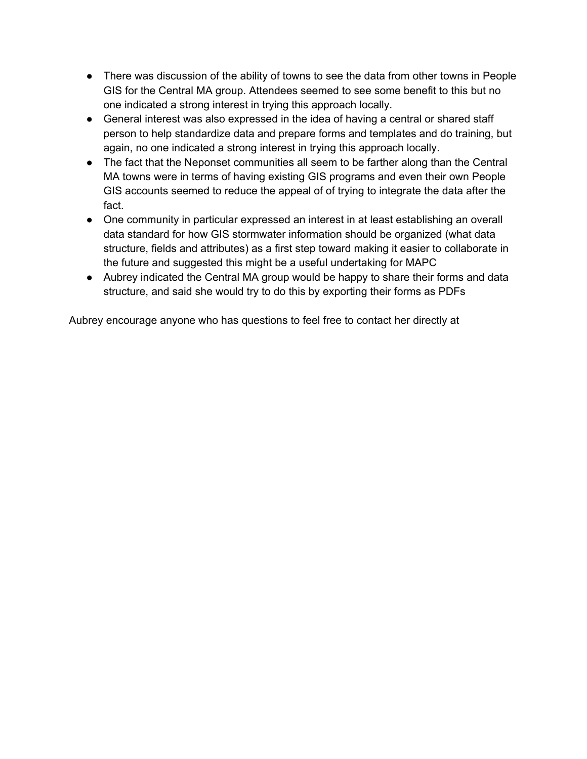- There was discussion of the ability of towns to see the data from other towns in People GIS for the Central MA group. Attendees seemed to see some benefit to this but no one indicated a strong interest in trying this approach locally.
- General interest was also expressed in the idea of having a central or shared staff person to help standardize data and prepare forms and templates and do training, but again, no one indicated a strong interest in trying this approach locally.
- The fact that the Neponset communities all seem to be farther along than the Central MA towns were in terms of having existing GIS programs and even their own People GIS accounts seemed to reduce the appeal of of trying to integrate the data after the fact.
- One community in particular expressed an interest in at least establishing an overall data standard for how GIS stormwater information should be organized (what data structure, fields and attributes) as a first step toward making it easier to collaborate in the future and suggested this might be a useful undertaking for MAPC
- Aubrey indicated the Central MA group would be happy to share their forms and data structure, and said she would try to do this by exporting their forms as PDFs

Aubrey encourage anyone who has questions to feel free to contact her directly at